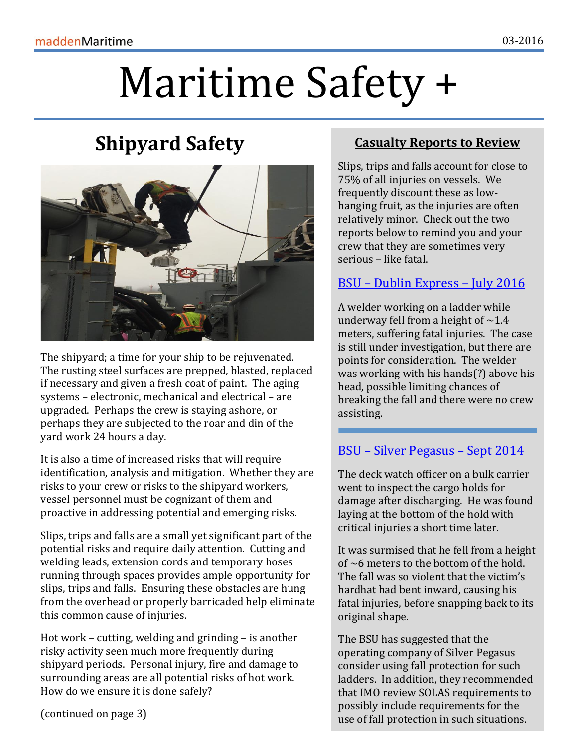# Maritime Safety +

## Shipyard Safety

The shipyard; a time for your ship to be rejuvenated. The rusting steel surfaces are prepped, blasted, replaced if necessary and given a fresh coat of paint. The aging systems – electronic, mechanical and electrical – are upgraded. Perhaps the crew is staying ashore, or perhaps they are subjected to the roar and din of the yard work 24 hours a day.

It is also a time of increased risks that will require identification, analysis and mitigation. Whether they are risks to your crew or risks to the shipyard workers, vessel personnel must be cognizant of them and proactive in addressing potential and emerging risks.

Slips, trips and falls are a small yet significant part of the potential risks and require daily attention. Cutting and welding leads, extension cords and temporary hoses running through spaces provides ample opportunity for slips, trips and falls. Ensuring these obstacles are hung from the overhead or properly barricaded help eliminate this common cause of injuries.

Hot work – cutting, welding and grinding – is another risky activity seen much more frequently during shipyard periods. Personal injury, fire and damage to surrounding areas are all potential risks of hot work. How do we ensure it is done safely?

(continued on page 3)

## Casualty Reports to Review

Slips, trips and falls account for close to 75% of all injuries on vessels. We frequently discount these as low-hanging fruit, as the injuries are often relatively minor. Check out the two reports below to remind you and your crew that they are sometimes very serious – like fatal.

### BSU – Dublin Express – July 2016

A welder working on a ladder while underway fell from a height of ~1.4 meters, suffering fatal injuries. The case is still under investigation, but there are points for consideration. The welder was working with his hands(?) above his head, possible limiting chances of breaking the fall and there were no crew assisting.

### BSU – Silver Pegasus – Sept 2014

The deck watch officer on a bulk carrier went to inspect the cargo holds for damage after discharging. He was found laying at the bottom of the hold with critical injuries a short time later.

It was surmised that he fell from a height of ~6 meters to the bottom of the hold. The fall was so violent that the victim's hardhat had bent inward, causing his fatal injuries, before snapping back to its original shape.

The BSU has suggested that the operating company of Silver Pegasus consider using fall protection for such ladders. In addition, they recommended that IMO review SOLAS requirements to possibly include requirements for the use of fall protection in such situations.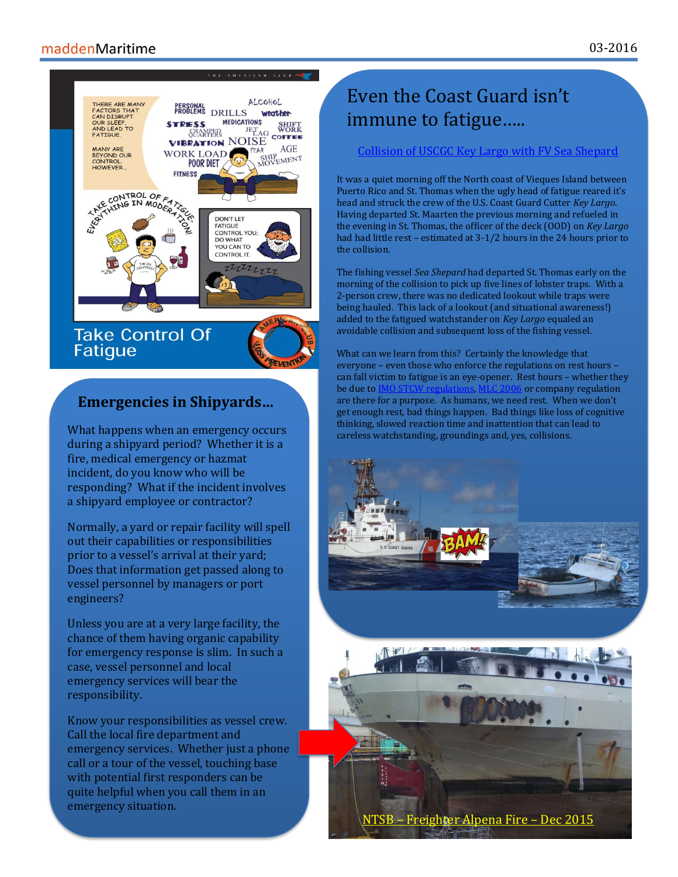# Even the Coast Guard isn't immune to fatigue.....

[Collision of USCGC Key Largo with FV Sea Shepard]

It was a quiet morning off the North coast of Vieques Island between Puerto Rico and St. Thomas when the ugly head of fatigue reared it's head and struck the crew of the U.S. Coast Guard Cutter *Key Largo*. Having departed St. Maarten the previous morning and refueled in the evening in St. Thomas, the officer of the deck (OOD) on *Key Largo* had had little rest – estimated at 3-1/2 hours in the 24 hours prior to the collision.

The fishing vessel *Sea Shepard* had departed St. Thomas early on the morning of the collision to pick up five lines of lobster traps. With a 2-person crew, there was no dedicated lookout while traps were being hauled. This lack of a lookout (and situational awareness!) added to the fatigued watchstander on *Key Largo* equaled an avoidable collision and subsequent loss of the fishing vessel.

What can we learn from this? Certainly the knowledge that everyone – even those who enforce the regulations on rest hours – can fall victim to fatigue is an eye-opener. Rest hours – whether they be due to [IMO STCW regulations], [MLC 2006] or company regulation are there for a purpose. As humans, we need rest. When we don't get enough rest, bad things happen. Bad things like loss of cognitive thinking, slowed reaction time and inattention that can lead to careless watchstanding, groundings and, yes, collisions.

## Emergencies in Shipyards...

What happens when an emergency occurs during a shipyard period? Whether it is a fire, medical emergency or hazmat incident, do you know who will be responding? What if the incident involves a shipyard employee or contractor?

Normally, a yard or repair facility will spell out their capabilities or responsibilities prior to a vessel's arrival at their yard; Does that information get passed along to vessel personnel by managers or port engineers?

Unless you are at a very large facility, the chance of them having organic capability for emergency response is slim. In such a case, vessel personnel and local emergency services will bear the responsibility.

Know your responsibilities as vessel crew. Call the local fire department and emergency services. Whether just a phone call or a tour of the vessel, touching base with potential first responders can be quite helpful when you call them in an emergency situation.

[NTSB – Freighter Alpena Fire – Dec 2015]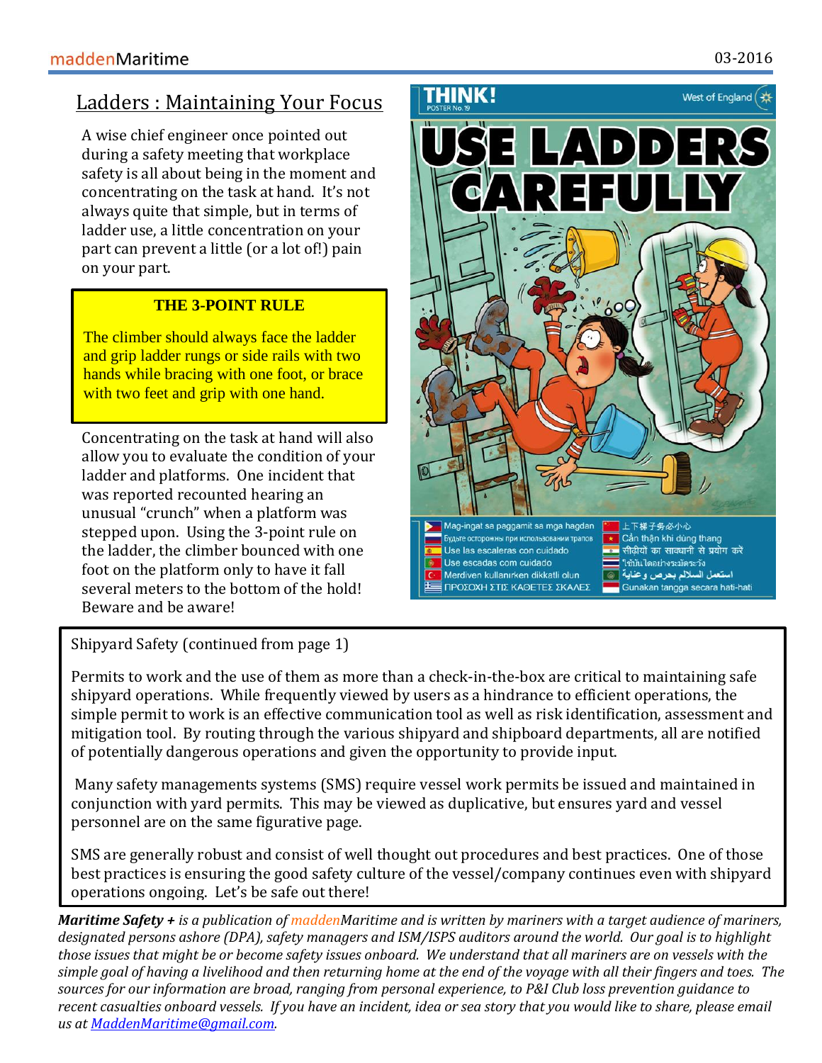## Ladders : Maintaining Your Focus

A wise chief engineer once pointed out during a safety meeting that workplace safety is all about being in the moment and concentrating on the task at hand. It's not always quite that simple, but in terms of ladder use, a little concentration on your part can prevent a little (or a lot of!) pain on your part.

> **THE 3-POINT RULE**
>
> The climber should always face the ladder and grip ladder rungs or side rails with two hands while bracing with one foot, or brace with two feet and grip with one hand.

Concentrating on the task at hand will also allow you to evaluate the condition of your ladder and platforms. One incident that was reported recounted hearing an unusual "crunch" when a platform was stepped upon. Using the 3-point rule on the ladder, the climber bounced with one foot on the platform only to have it fall several meters to the bottom of the hold! Beware and be aware!

Shipyard Safety (continued from page 1)

Permits to work and the use of them as more than a check-in-the-box are critical to maintaining safe shipyard operations. While frequently viewed by users as a hindrance to efficient operations, the simple permit to work is an effective communication tool as well as risk identification, assessment and mitigation tool. By routing through the various shipyard and shipboard departments, all are notified of potentially dangerous operations and given the opportunity to provide input.

Many safety managements systems (SMS) require vessel work permits be issued and maintained in conjunction with yard permits. This may be viewed as duplicative, but ensures yard and vessel personnel are on the same figurative page.

SMS are generally robust and consist of well thought out procedures and best practices. One of those best practices is ensuring the good safety culture of the vessel/company continues even with shipyard operations ongoing. Let's be safe out there!

***Maritime Safety +*** *is a publication of maddenMaritime and is written by mariners with a target audience of mariners, designated persons ashore (DPA), safety managers and ISM/ISPS auditors around the world. Our goal is to highlight those issues that might be or become safety issues onboard. We understand that all mariners are on vessels with the simple goal of having a livelihood and then returning home at the end of the voyage with all their fingers and toes. The sources for our information are broad, ranging from personal experience, to P&I Club loss prevention guidance to recent casualties onboard vessels. If you have an incident, idea or sea story that you would like to share, please email us at [MaddenMaritime@gmail.com](mailto:MaddenMaritime@gmail.com).*